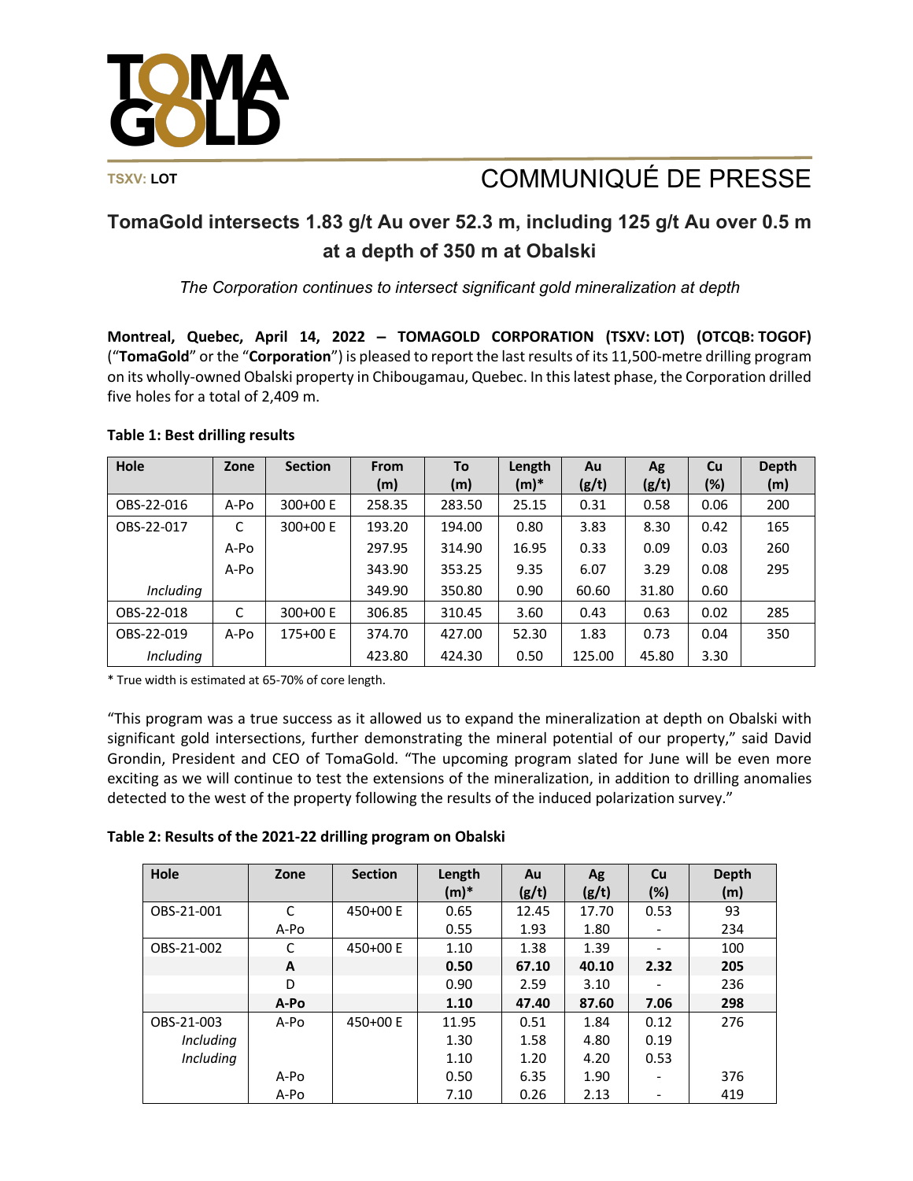TSXV: LOT

# COMMUNIQUÉ DE PRESSE

## TomaGold intersects 1.83 g/t Au over 52.3 m, including 125 g/t Au over 0.5 m at a depth of 350 m at Obalski

*The Corporation continues to intersect significant gold mineralization at depth*

**Montreal, Quebec, April 14, 2022 – TOMAGOLD CORPORATION (TSXV: LOT) (OTCQB: TOGOF)** ("**TomaGold**" or the "**Corporation**") is pleased to report the last results of its 11,500-metre drilling program on its wholly-owned Obalski property in Chibougamau, Quebec. In this latest phase, the Corporation drilled five holes for a total of 2,409 m.

**Table 1: Best drilling results**

| Hole | Zone | Section | From (m) | To (m) | Length (m)* | Au (g/t) | Ag (g/t) | Cu (%) | Depth (m) |
|---|---|---|---|---|---|---|---|---|---|
| OBS-22-016 | A-Po | 300+00 E | 258.35 | 283.50 | 25.15 | 0.31 | 0.58 | 0.06 | 200 |
| OBS-22-017 | C | 300+00 E | 193.20 | 194.00 | 0.80 | 3.83 | 8.30 | 0.42 | 165 |
| | A-Po | | 297.95 | 314.90 | 16.95 | 0.33 | 0.09 | 0.03 | 260 |
| | A-Po | | 343.90 | 353.25 | 9.35 | 6.07 | 3.29 | 0.08 | 295 |
| *Including* | | | 349.90 | 350.80 | 0.90 | 60.60 | 31.80 | 0.60 | |
| OBS-22-018 | C | 300+00 E | 306.85 | 310.45 | 3.60 | 0.43 | 0.63 | 0.02 | 285 |
| OBS-22-019 | A-Po | 175+00 E | 374.70 | 427.00 | 52.30 | 1.83 | 0.73 | 0.04 | 350 |
| *Including* | | | 423.80 | 424.30 | 0.50 | 125.00 | 45.80 | 3.30 | |

\* True width is estimated at 65-70% of core length.

"This program was a true success as it allowed us to expand the mineralization at depth on Obalski with significant gold intersections, further demonstrating the mineral potential of our property," said David Grondin, President and CEO of TomaGold. "The upcoming program slated for June will be even more exciting as we will continue to test the extensions of the mineralization, in addition to drilling anomalies detected to the west of the property following the results of the induced polarization survey."

**Table 2: Results of the 2021-22 drilling program on Obalski**

| Hole | Zone | Section | Length (m)* | Au (g/t) | Ag (g/t) | Cu (%) | Depth (m) |
|---|---|---|---|---|---|---|---|
| OBS-21-001 | C | 450+00 E | 0.65 | 12.45 | 17.70 | 0.53 | 93 |
| | A-Po | | 0.55 | 1.93 | 1.80 | - | 234 |
| OBS-21-002 | C | 450+00 E | 1.10 | 1.38 | 1.39 | - | 100 |
| | **A** | | **0.50** | **67.10** | **40.10** | **2.32** | **205** |
| | D | | 0.90 | 2.59 | 3.10 | - | 236 |
| | **A-Po** | | **1.10** | **47.40** | **87.60** | **7.06** | **298** |
| OBS-21-003 | A-Po | 450+00 E | 11.95 | 0.51 | 1.84 | 0.12 | 276 |
| *Including* | | | 1.30 | 1.58 | 4.80 | 0.19 | |
| *Including* | | | 1.10 | 1.20 | 4.20 | 0.53 | |
| | A-Po | | 0.50 | 6.35 | 1.90 | - | 376 |
| | A-Po | | 7.10 | 0.26 | 2.13 | - | 419 |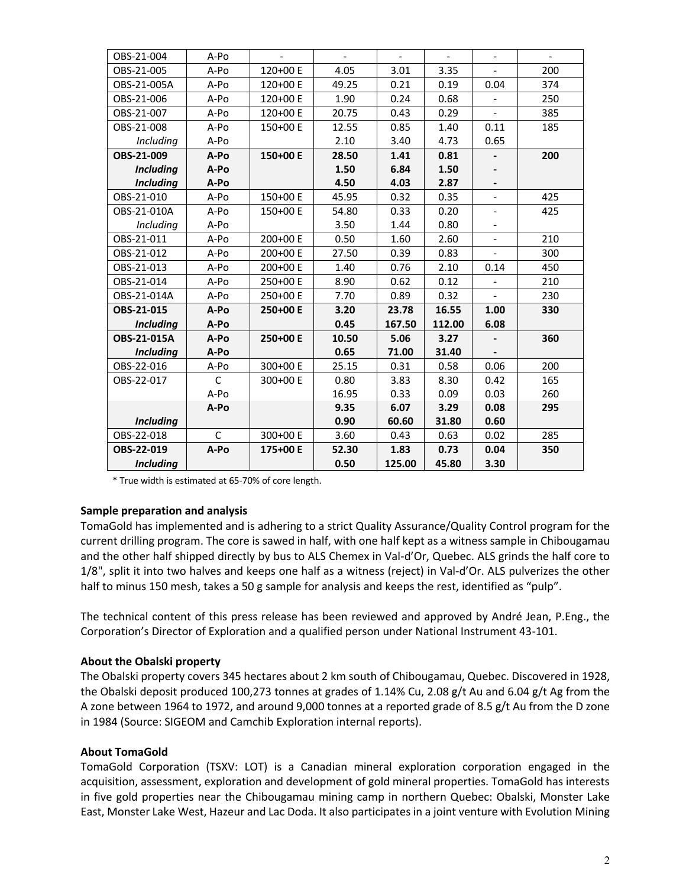| OBS-21-004 | A-Po | - | - | - | - | - | - |
|---|---|---|---|---|---|---|---|
| OBS-21-005 | A-Po | 120+00 E | 4.05 | 3.01 | 3.35 | - | 200 |
| OBS-21-005A | A-Po | 120+00 E | 49.25 | 0.21 | 0.19 | 0.04 | 374 |
| OBS-21-006 | A-Po | 120+00 E | 1.90 | 0.24 | 0.68 | - | 250 |
| OBS-21-007 | A-Po | 120+00 E | 20.75 | 0.43 | 0.29 | - | 385 |
| OBS-21-008 | A-Po | 150+00 E | 12.55 | 0.85 | 1.40 | 0.11 | 185 |
| *Including* | A-Po | | 2.10 | 3.40 | 4.73 | 0.65 | |
| **OBS-21-009** | **A-Po** | **150+00 E** | **28.50** | **1.41** | **0.81** | **-** | **200** |
| ***Including*** | **A-Po** | | **1.50** | **6.84** | **1.50** | **-** | |
| ***Including*** | **A-Po** | | **4.50** | **4.03** | **2.87** | **-** | |
| OBS-21-010 | A-Po | 150+00 E | 45.95 | 0.32 | 0.35 | - | 425 |
| OBS-21-010A | A-Po | 150+00 E | 54.80 | 0.33 | 0.20 | - | 425 |
| *Including* | A-Po | | 3.50 | 1.44 | 0.80 | - | |
| OBS-21-011 | A-Po | 200+00 E | 0.50 | 1.60 | 2.60 | - | 210 |
| OBS-21-012 | A-Po | 200+00 E | 27.50 | 0.39 | 0.83 | - | 300 |
| OBS-21-013 | A-Po | 200+00 E | 1.40 | 0.76 | 2.10 | 0.14 | 450 |
| OBS-21-014 | A-Po | 250+00 E | 8.90 | 0.62 | 0.12 | - | 210 |
| OBS-21-014A | A-Po | 250+00 E | 7.70 | 0.89 | 0.32 | - | 230 |
| **OBS-21-015** | **A-Po** | **250+00 E** | **3.20** | **23.78** | **16.55** | **1.00** | **330** |
| ***Including*** | **A-Po** | | **0.45** | **167.50** | **112.00** | **6.08** | |
| **OBS-21-015A** | **A-Po** | **250+00 E** | **10.50** | **5.06** | **3.27** | **-** | **360** |
| ***Including*** | **A-Po** | | **0.65** | **71.00** | **31.40** | **-** | |
| OBS-22-016 | A-Po | 300+00 E | 25.15 | 0.31 | 0.58 | 0.06 | 200 |
| OBS-22-017 | C | 300+00 E | 0.80 | 3.83 | 8.30 | 0.42 | 165 |
| | A-Po | | 16.95 | 0.33 | 0.09 | 0.03 | 260 |
| | **A-Po** | | **9.35** | **6.07** | **3.29** | **0.08** | **295** |
| ***Including*** | | | **0.90** | **60.60** | **31.80** | **0.60** | |
| OBS-22-018 | C | 300+00 E | 3.60 | 0.43 | 0.63 | 0.02 | 285 |
| **OBS-22-019** | **A-Po** | **175+00 E** | **52.30** | **1.83** | **0.73** | **0.04** | **350** |
| ***Including*** | | | **0.50** | **125.00** | **45.80** | **3.30** | |

* True width is estimated at 65-70% of core length.

**Sample preparation and analysis**

TomaGold has implemented and is adhering to a strict Quality Assurance/Quality Control program for the current drilling program. The core is sawed in half, with one half kept as a witness sample in Chibougamau and the other half shipped directly by bus to ALS Chemex in Val-d'Or, Quebec. ALS grinds the half core to 1/8", split it into two halves and keeps one half as a witness (reject) in Val-d'Or. ALS pulverizes the other half to minus 150 mesh, takes a 50 g sample for analysis and keeps the rest, identified as "pulp".

The technical content of this press release has been reviewed and approved by André Jean, P.Eng., the Corporation's Director of Exploration and a qualified person under National Instrument 43-101.

**About the Obalski property**

The Obalski property covers 345 hectares about 2 km south of Chibougamau, Quebec. Discovered in 1928, the Obalski deposit produced 100,273 tonnes at grades of 1.14% Cu, 2.08 g/t Au and 6.04 g/t Ag from the A zone between 1964 to 1972, and around 9,000 tonnes at a reported grade of 8.5 g/t Au from the D zone in 1984 (Source: SIGEOM and Camchib Exploration internal reports).

**About TomaGold**

TomaGold Corporation (TSXV: LOT) is a Canadian mineral exploration corporation engaged in the acquisition, assessment, exploration and development of gold mineral properties. TomaGold has interests in five gold properties near the Chibougamau mining camp in northern Quebec: Obalski, Monster Lake East, Monster Lake West, Hazeur and Lac Doda. It also participates in a joint venture with Evolution Mining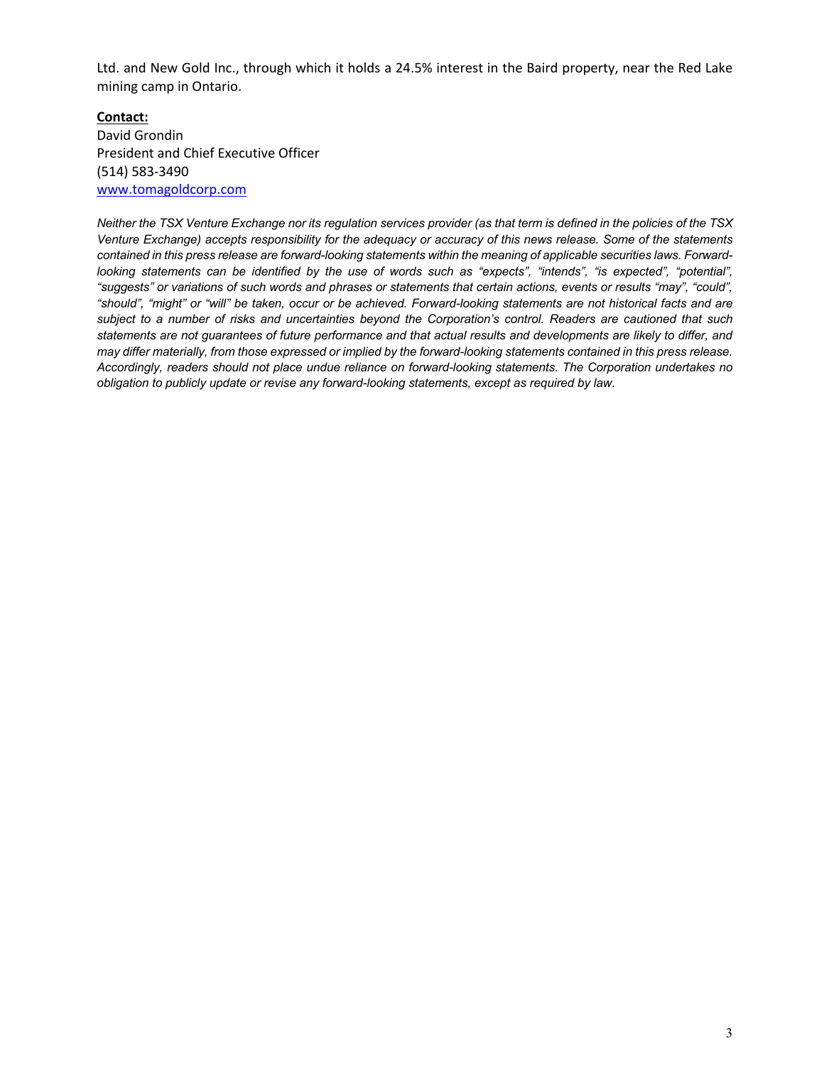Ltd. and New Gold Inc., through which it holds a 24.5% interest in the Baird property, near the Red Lake mining camp in Ontario.

**Contact:**
David Grondin
President and Chief Executive Officer
(514) 583-3490
[www.tomagoldcorp.com](http://www.tomagoldcorp.com)

*Neither the TSX Venture Exchange nor its regulation services provider (as that term is defined in the policies of the TSX Venture Exchange) accepts responsibility for the adequacy or accuracy of this news release. Some of the statements contained in this press release are forward-looking statements within the meaning of applicable securities laws. Forward-looking statements can be identified by the use of words such as "expects", "intends", "is expected", "potential", "suggests" or variations of such words and phrases or statements that certain actions, events or results "may", "could", "should", "might" or "will" be taken, occur or be achieved. Forward-looking statements are not historical facts and are subject to a number of risks and uncertainties beyond the Corporation's control. Readers are cautioned that such statements are not guarantees of future performance and that actual results and developments are likely to differ, and may differ materially, from those expressed or implied by the forward-looking statements contained in this press release. Accordingly, readers should not place undue reliance on forward-looking statements. The Corporation undertakes no obligation to publicly update or revise any forward-looking statements, except as required by law.*